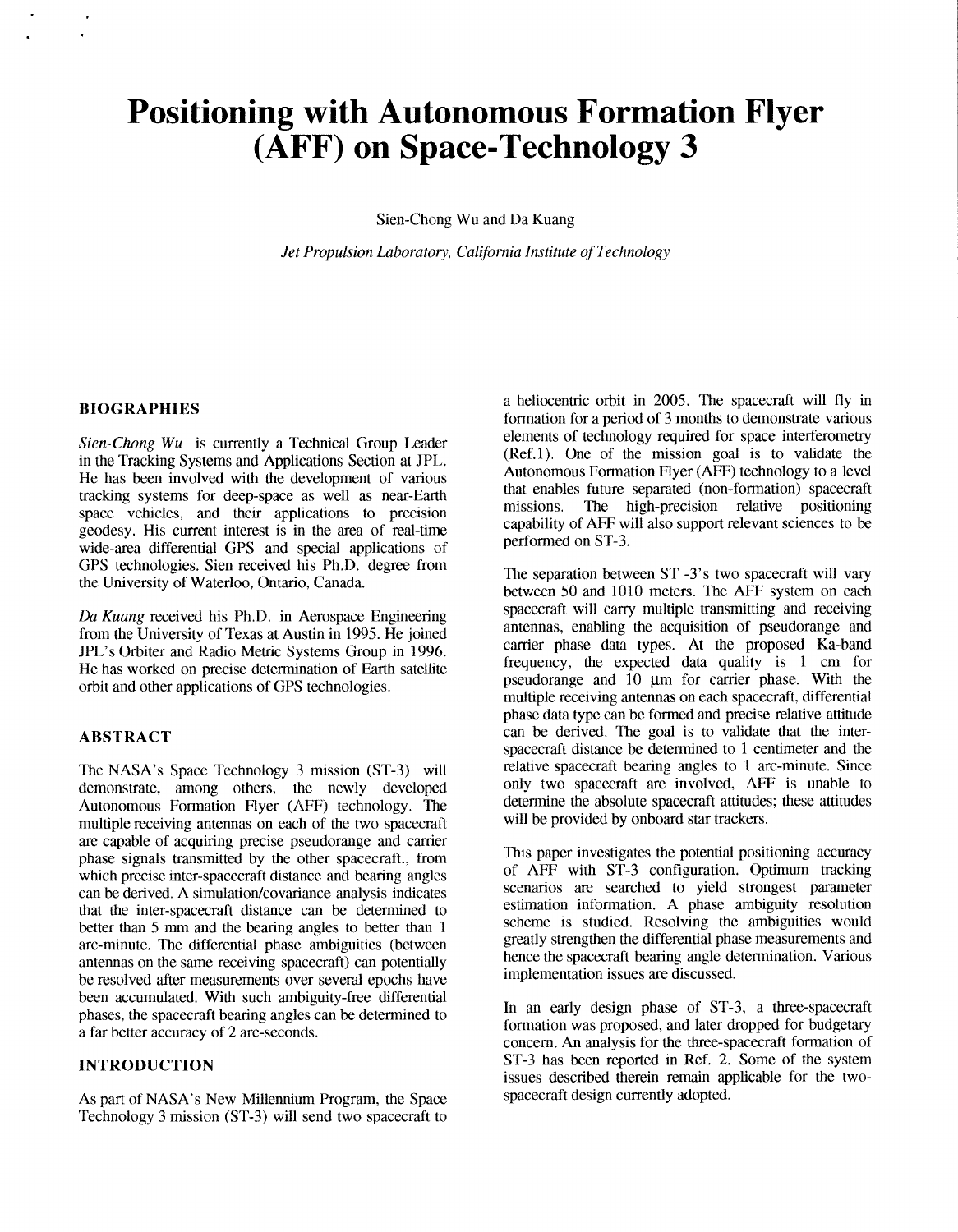# Positioning with Autonomous Formation Flyer (AFF) on Space-Technology 3

Sien-Chong Wu and Da Kuang

*Jet Propulsion Laboratory, California Institute of Technology*

## BIOGRAPHIES

*Sien-Chong Wu* is currently a Technical Group Leader in the Tracking Systems and Applications Section at JPL. He has been involved with the development of various tracking systems for deep-space as well as near-Earth space vehicles, and their applications to precision geodesy. His current interest is in the area of real-time wide-area differential GPS and special applications of GPS technologies. Sien received his Ph.D. degree from the University of Waterloo, Ontario, Canada.

*Da Kuang* received his Ph.D. in Aerospace Engineering from the University of Texas at Austin in 1995. He joined JPL's Orbiter and Radio Metric Systems Group in 1996. He has worked on precise determination of Earth satellite orbit and other applications of GPS technologies.

## ABSTRACT

The NASA's Space Technology 3 mission (ST-3) will demonstrate, among others, the newly developed Autonomous Formation Flyer (AFF) technology. The multiple receiving antennas on each of the two spacecraft are capable of acquiring precise pseudorange and carrier phase signals transmitted by the other spacecraft., from which precise inter-spacecraft distance and bearing angles can be derived. A simulation/covariance analysis indicates that the inter-spacecraft distance can be determined to better than 5 mm and the bearing angles to better than 1 arc-minute. The differential phase ambiguities (between antennas on the same receiving spacecraft) can potentially be resolved after measurements over several epochs have been accumulated. With such ambiguity-free differential phases, the spacecraft bearing angles can be determined to a far better accuracy of 2 arc-seconds.

## INTRODUCTION

As part of NASA's New Millennium Program, the Space Technology 3 mission (ST-3) will send two spacecraft to a heliocentric orbit in 2005. The spacecraft will fly in formation for a period of 3 months to demonstrate various elements of technology required for space interferometry (Ref.1). One of the mission goal is to validate the Autonomous Formation Flyer (AFF) technology to a level that enables future separated (non-formation) spacecraft missions. The high-precision relative positioning capability of AFF will also support relevant sciences to be performed on ST-3.

The separation between ST -3's two spacecraft will vary between 50 and 1010 meters. The AFF system on each spacecraft will carry multiple transmitting and receiving antennas, enabling the acquisition of pseudorange and carrier phase data types. At the proposed Ka-band frequency, the expected data quality is 1 cm for pseudorange and 10 μm for carrier phase. With the multiple receiving antennas on each spacecraft, differential phase data type can be formed and precise relative attitude can be derived. The goal is to validate that the inter-spacecraft distance be determined to 1 centimeter and the relative spacecraft bearing angles to 1 arc-minute. Since only two spacecraft are involved, AFF is unable to determine the absolute spacecraft attitudes; these attitudes will be provided by onboard star trackers.

This paper investigates the potential positioning accuracy of AFF with ST-3 configuration. Optimum tracking scenarios are searched to yield strongest parameter estimation information. A phase ambiguity resolution scheme is studied. Resolving the ambiguities would greatly strengthen the differential phase measurements and hence the spacecraft bearing angle determination. Various implementation issues are discussed.

In an early design phase of ST-3, a three-spacecraft formation was proposed, and later dropped for budgetary concern. An analysis for the three-spacecraft formation of ST-3 has been reported in Ref. 2. Some of the system issues described therein remain applicable for the two-spacecraft design currently adopted.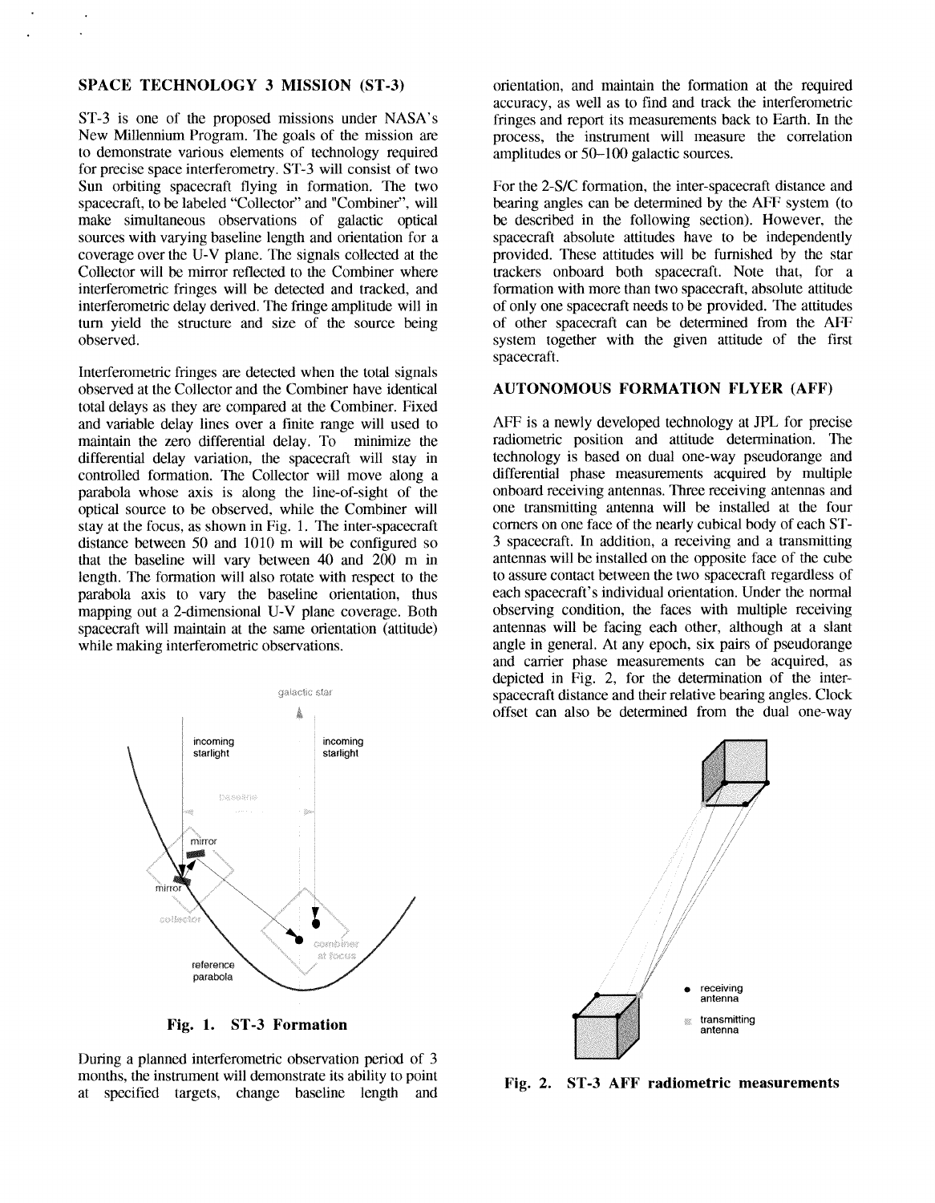## SPACE TECHNOLOGY 3 MISSION (ST-3)

ST-3 is one of the proposed missions under NASA's New Millennium Program. The goals of the mission are to demonstrate various elements of technology required for precise space interferometry. ST-3 will consist of two Sun orbiting spacecraft flying in formation. The two spacecraft, to be labeled "Collector" and "Combiner", will make simultaneous observations of galactic optical sources with varying baseline length and orientation for a coverage over the U-V plane. The signals collected at the Collector will be mirror reflected to the Combiner where interferometric fringes will be detected and tracked, and interferometric delay derived. The fringe amplitude will in turn yield the structure and size of the source being observed.

Interferometric fringes are detected when the total signals observed at the Collector and the Combiner have identical total delays as they are compared at the Combiner. Fixed and variable delay lines over a finite range will used to maintain the zero differential delay. To minimize the differential delay variation, the spacecraft will stay in controlled formation. The Collector will move along a parabola whose axis is along the line-of-sight of the optical source to be observed, while the Combiner will stay at the focus, as shown in Fig. 1. The inter-spacecraft distance between 50 and 1010 m will be configured so that the baseline will vary between 40 and 200 m in length. The formation will also rotate with respect to the parabola axis to vary the baseline orientation, thus mapping out a 2-dimensional U-V plane coverage. Both spacecraft will maintain at the same orientation (attitude) while making interferometric observations.

**Fig. 1. ST-3 Formation**

During a planned interferometric observation period of 3 months, the instrument will demonstrate its ability to point at specified targets, change baseline length and orientation, and maintain the formation at the required accuracy, as well as to find and track the interferometric fringes and report its measurements back to Earth. In the process, the instrument will measure the correlation amplitudes or 50–100 galactic sources.

For the 2-S/C formation, the inter-spacecraft distance and bearing angles can be determined by the AFF system (to be described in the following section). However, the spacecraft absolute attitudes have to be independently provided. These attitudes will be furnished by the star trackers onboard both spacecraft. Note that, for a formation with more than two spacecraft, absolute attitude of only one spacecraft needs to be provided. The attitudes of other spacecraft can be determined from the AFF system together with the given attitude of the first spacecraft.

## AUTONOMOUS FORMATION FLYER (AFF)

AFF is a newly developed technology at JPL for precise radiometric position and attitude determination. The technology is based on dual one-way pseudorange and differential phase measurements acquired by multiple onboard receiving antennas. Three receiving antennas and one transmitting antenna will be installed at the four corners on one face of the nearly cubical body of each ST-3 spacecraft. In addition, a receiving and a transmitting antennas will be installed on the opposite face of the cube to assure contact between the two spacecraft regardless of each spacecraft's individual orientation. Under the normal observing condition, the faces with multiple receiving antennas will be facing each other, although at a slant angle in general. At any epoch, six pairs of pseudorange and carrier phase measurements can be acquired, as depicted in Fig. 2, for the determination of the inter-spacecraft distance and their relative bearing angles. Clock offset can also be determined from the dual one-way

**Fig. 2. ST-3 AFF radiometric measurements**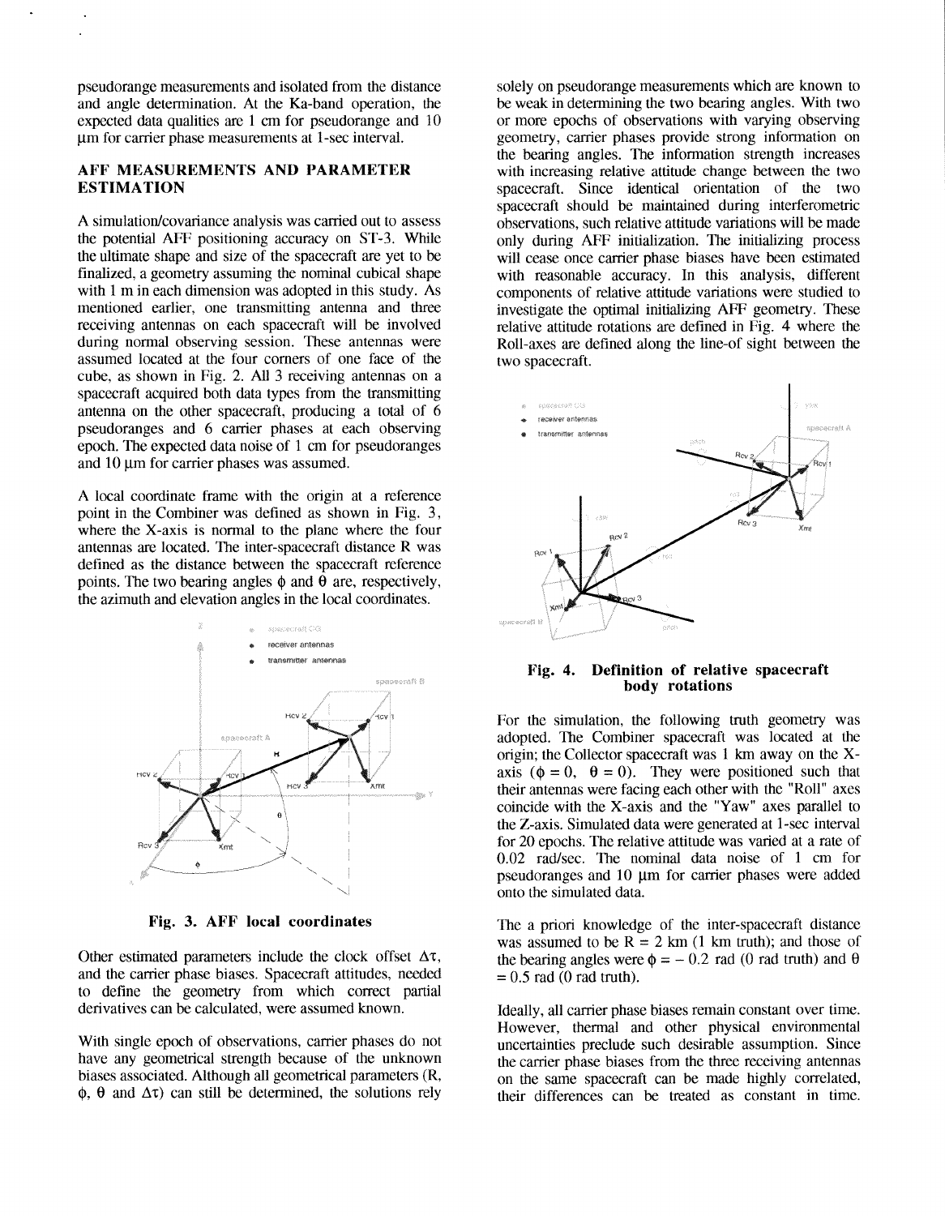pseudorange measurements and isolated from the distance and angle determination. At the Ka-band operation, the expected data qualities are 1 cm for pseudorange and 10 μm for carrier phase measurements at 1-sec interval.

## AFF MEASUREMENTS AND PARAMETER ESTIMATION

A simulation/covariance analysis was carried out to assess the potential AFF positioning accuracy on ST-3. While the ultimate shape and size of the spacecraft are yet to be finalized, a geometry assuming the nominal cubical shape with 1 m in each dimension was adopted in this study. As mentioned earlier, one transmitting antenna and three receiving antennas on each spacecraft will be involved during normal observing session. These antennas were assumed located at the four corners of one face of the cube, as shown in Fig. 2. All 3 receiving antennas on a spacecraft acquired both data types from the transmitting antenna on the other spacecraft, producing a total of 6 pseudoranges and 6 carrier phases at each observing epoch. The expected data noise of 1 cm for pseudoranges and 10 μm for carrier phases was assumed.

A local coordinate frame with the origin at a reference point in the Combiner was defined as shown in Fig. 3, where the X-axis is normal to the plane where the four antennas are located. The inter-spacecraft distance R was defined as the distance between the spacecraft reference points. The two bearing angles $\phi$ and $\theta$ are, respectively, the azimuth and elevation angles in the local coordinates.

**Fig. 3. AFF local coordinates**

Other estimated parameters include the clock offset $\Delta\tau$, and the carrier phase biases. Spacecraft attitudes, needed to define the geometry from which correct partial derivatives can be calculated, were assumed known.

With single epoch of observations, carrier phases do not have any geometrical strength because of the unknown biases associated. Although all geometrical parameters (R, $\phi$, $\theta$ and $\Delta\tau$) can still be determined, the solutions rely solely on pseudorange measurements which are known to be weak in determining the two bearing angles. With two or more epochs of observations with varying observing geometry, carrier phases provide strong information on the bearing angles. The information strength increases with increasing relative attitude change between the two spacecraft. Since identical orientation of the two spacecraft should be maintained during interferometric observations, such relative attitude variations will be made only during AFF initialization. The initializing process will cease once carrier phase biases have been estimated with reasonable accuracy. In this analysis, different components of relative attitude variations were studied to investigate the optimal initializing AFF geometry. These relative attitude rotations are defined in Fig. 4 where the Roll-axes are defined along the line-of sight between the two spacecraft.

**Fig. 4. Definition of relative spacecraft body rotations**

For the simulation, the following truth geometry was adopted. The Combiner spacecraft was located at the origin; the Collector spacecraft was 1 km away on the X-axis ($\phi = 0$, $\theta = 0$). They were positioned such that their antennas were facing each other with the "Roll" axes coincide with the X-axis and the "Yaw" axes parallel to the Z-axis. Simulated data were generated at 1-sec interval for 20 epochs. The relative attitude was varied at a rate of 0.02 rad/sec. The nominal data noise of 1 cm for pseudoranges and 10 μm for carrier phases were added onto the simulated data.

The a priori knowledge of the inter-spacecraft distance was assumed to be R = 2 km (1 km truth); and those of the bearing angles were $\phi = -0.2$ rad (0 rad truth) and $\theta = 0.5$ rad (0 rad truth).

Ideally, all carrier phase biases remain constant over time. However, thermal and other physical environmental uncertainties preclude such desirable assumption. Since the carrier phase biases from the three receiving antennas on the same spacecraft can be made highly correlated, their differences can be treated as constant in time.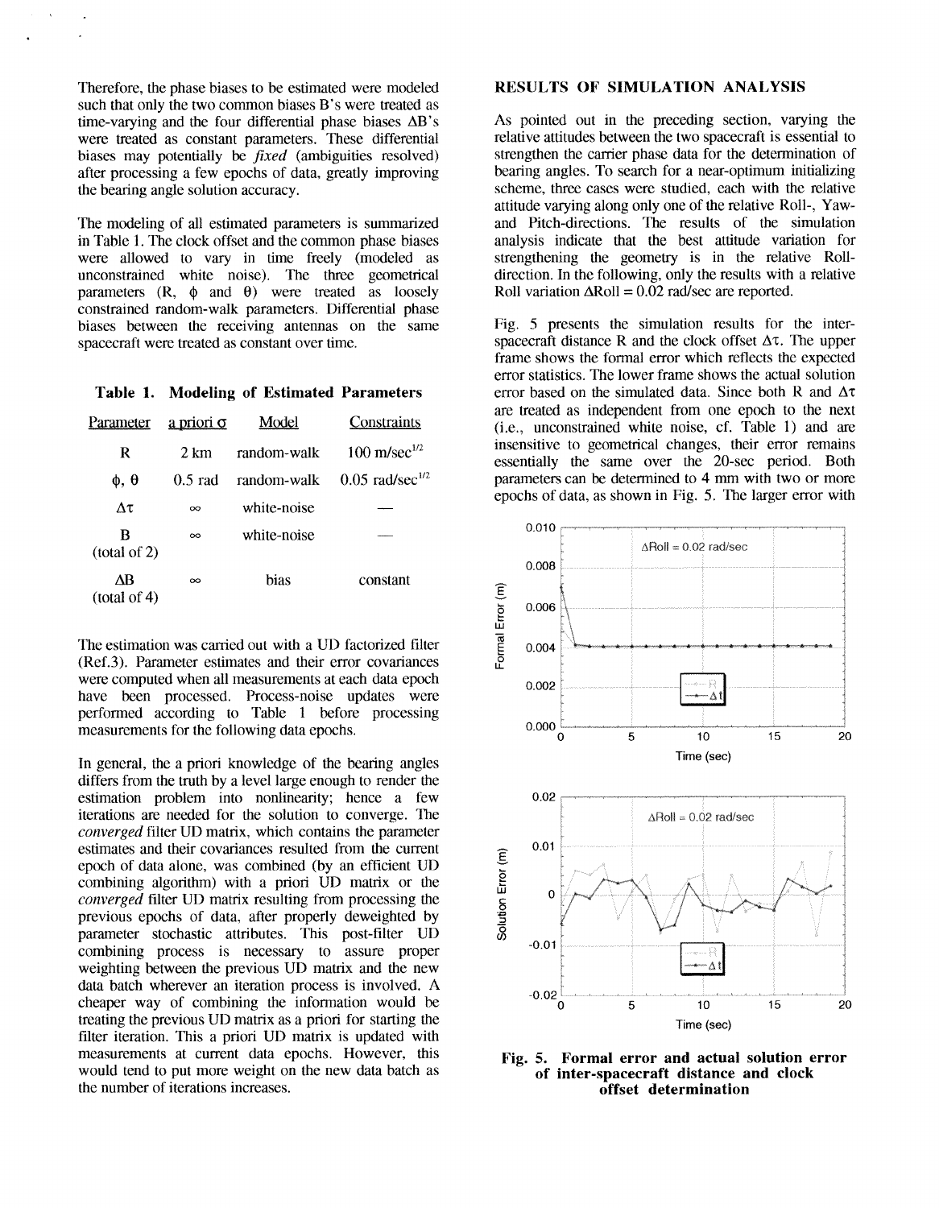Therefore, the phase biases to be estimated were modeled such that only the two common biases B's were treated as time-varying and the four differential phase biases ΔB's were treated as constant parameters. These differential biases may potentially be *fixed* (ambiguities resolved) after processing a few epochs of data, greatly improving the bearing angle solution accuracy.

The modeling of all estimated parameters is summarized in Table 1. The clock offset and the common phase biases were allowed to vary in time freely (modeled as unconstrained white noise). The three geometrical parameters (R, $\phi$ and $\theta$) were treated as loosely constrained random-walk parameters. Differential phase biases between the receiving antennas on the same spacecraft were treated as constant over time.

**Table 1. Modeling of Estimated Parameters**

| Parameter | a priori $\sigma$ | Model | Constraints |
|---|---|---|---|
| R | 2 km | random-walk | 100 m/sec$^{1/2}$ |
| $\phi$, $\theta$ | 0.5 rad | random-walk | 0.05 rad/sec$^{1/2}$ |
| $\Delta\tau$ | $\infty$ | white-noise | — |
| B (total of 2) | $\infty$ | white-noise | — |
| ΔB (total of 4) | $\infty$ | bias | constant |

The estimation was carried out with a UD factorized filter (Ref.3). Parameter estimates and their error covariances were computed when all measurements at each data epoch have been processed. Process-noise updates were performed according to Table 1 before processing measurements for the following data epochs.

In general, the a priori knowledge of the bearing angles differs from the truth by a level large enough to render the estimation problem into nonlinearity; hence a few iterations are needed for the solution to converge. The *converged* filter UD matrix, which contains the parameter estimates and their covariances resulted from the current epoch of data alone, was combined (by an efficient UD combining algorithm) with a priori UD matrix or the *converged* filter UD matrix resulting from processing the previous epochs of data, after properly deweighted by parameter stochastic attributes. This post-filter UD combining process is necessary to assure proper weighting between the previous UD matrix and the new data batch wherever an iteration process is involved. A cheaper way of combining the information would be treating the previous UD matrix as a priori for starting the filter iteration. This a priori UD matrix is updated with measurements at current data epochs. However, this would tend to put more weight on the new data batch as the number of iterations increases.

## RESULTS OF SIMULATION ANALYSIS

As pointed out in the preceding section, varying the relative attitudes between the two spacecraft is essential to strengthen the carrier phase data for the determination of bearing angles. To search for a near-optimum initializing scheme, three cases were studied, each with the relative attitude varying along only one of the relative Roll-, Yaw- and Pitch-directions. The results of the simulation analysis indicate that the best attitude variation for strengthening the geometry is in the relative Roll-direction. In the following, only the results with a relative Roll variation ΔRoll = 0.02 rad/sec are reported.

Fig. 5 presents the simulation results for the inter-spacecraft distance R and the clock offset $\Delta\tau$. The upper frame shows the formal error which reflects the expected error statistics. The lower frame shows the actual solution error based on the simulated data. Since both R and $\Delta\tau$ are treated as independent from one epoch to the next (i.e., unconstrained white noise, cf. Table 1) and are insensitive to geometrical changes, their error remains essentially the same over the 20-sec period. Both parameters can be determined to 4 mm with two or more epochs of data, as shown in Fig. 5. The larger error with

**Fig. 5. Formal error and actual solution error of inter-spacecraft distance and clock offset determination**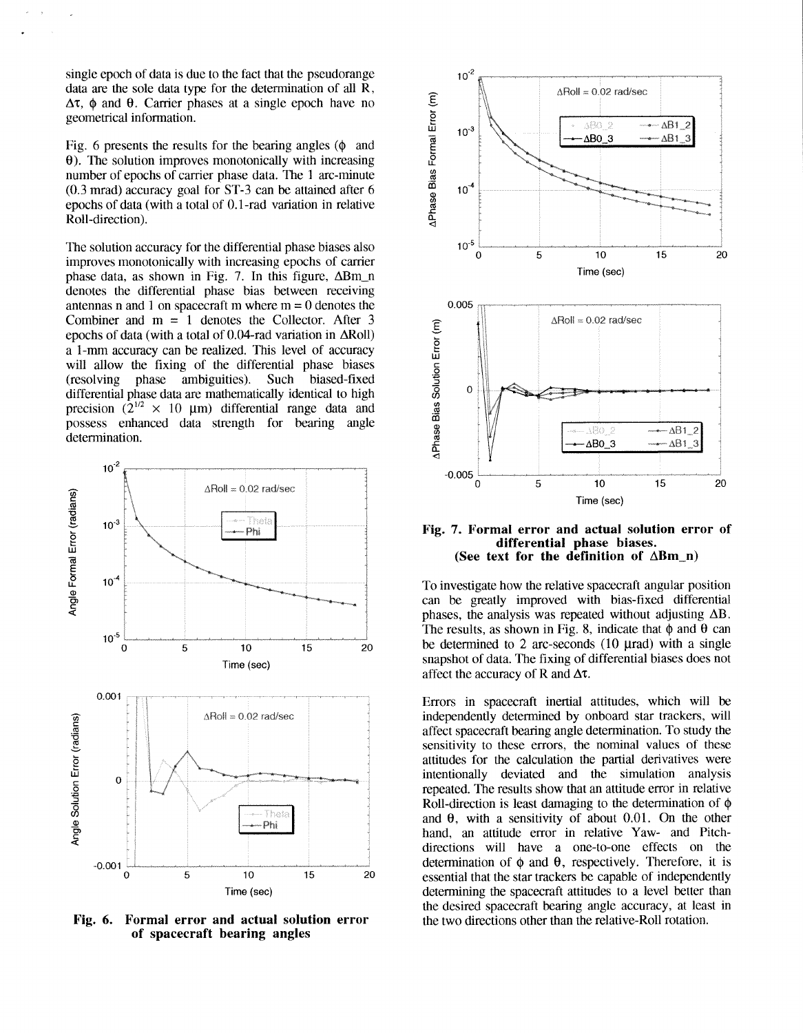single epoch of data is due to the fact that the pseudorange data are the sole data type for the determination of all R, $\Delta\tau$, $\phi$ and $\theta$. Carrier phases at a single epoch have no geometrical information.

Fig. 6 presents the results for the bearing angles ($\phi$ and $\theta$). The solution improves monotonically with increasing number of epochs of carrier phase data. The 1 arc-minute (0.3 mrad) accuracy goal for ST-3 can be attained after 6 epochs of data (with a total of 0.1-rad variation in relative Roll-direction).

The solution accuracy for the differential phase biases also improves monotonically with increasing epochs of carrier phase data, as shown in Fig. 7. In this figure, ΔBm_n denotes the differential phase bias between receiving antennas n and 1 on spacecraft m where m = 0 denotes the Combiner and m = 1 denotes the Collector. After 3 epochs of data (with a total of 0.04-rad variation in ΔRoll) a 1-mm accuracy can be realized. This level of accuracy will allow the fixing of the differential phase biases (resolving phase ambiguities). Such biased-fixed differential phase data are mathematically identical to high precision ($2^{1/2} \times 10$ μm) differential range data and possess enhanced data strength for bearing angle determination.

**Fig. 6. Formal error and actual solution error of spacecraft bearing angles**

**Fig. 7. Formal error and actual solution error of differential phase biases. (See text for the definition of ΔBm_n)**

To investigate how the relative spacecraft angular position can be greatly improved with bias-fixed differential phases, the analysis was repeated without adjusting ΔB. The results, as shown in Fig. 8, indicate that $\phi$ and $\theta$ can be determined to 2 arc-seconds (10 μrad) with a single snapshot of data. The fixing of differential biases does not affect the accuracy of R and $\Delta\tau$.

Errors in spacecraft inertial attitudes, which will be independently determined by onboard star trackers, will affect spacecraft bearing angle determination. To study the sensitivity to these errors, the nominal values of these attitudes for the calculation the partial derivatives were intentionally deviated and the simulation analysis repeated. The results show that an attitude error in relative Roll-direction is least damaging to the determination of $\phi$ and $\theta$, with a sensitivity of about 0.01. On the other hand, an attitude error in relative Yaw- and Pitch-directions will have a one-to-one effects on the determination of $\phi$ and $\theta$, respectively. Therefore, it is essential that the star trackers be capable of independently determining the spacecraft attitudes to a level better than the desired spacecraft bearing angle accuracy, at least in the two directions other than the relative-Roll rotation.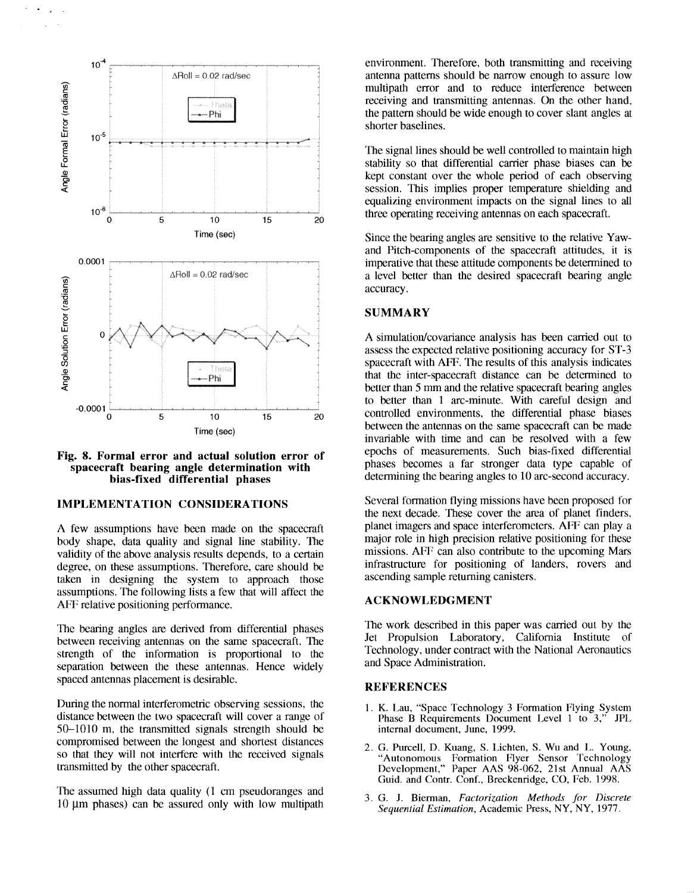$10^{-4}$

$\Delta$Roll = 0.02 rad/sec

Theta

Phi

$10^{-5}$

$10^{-6}$

Angle Formal Error (radians)

0 5 10 15 20

Time (sec)

0.0001

$\Delta$Roll = 0.02 rad/sec

0

Theta

Phi

-0.0001

Angle Solution Error (radians)

0 5 10 15 20

Time (sec)

**Fig. 8. Formal error and actual solution error of spacecraft bearing angle determination with bias-fixed differential phases**

## IMPLEMENTATION CONSIDERATIONS

A few assumptions have been made on the spacecraft body shape, data quality and signal line stability. The validity of the above analysis results depends, to a certain degree, on these assumptions. Therefore, care should be taken in designing the system to approach those assumptions. The following lists a few that will affect the AFF relative positioning performance.

The bearing angles are derived from differential phases between receiving antennas on the same spacecraft. The strength of the information is proportional to the separation between the these antennas. Hence widely spaced antennas placement is desirable.

During the normal interferometric observing sessions, the distance between the two spacecraft will cover a range of 50–1010 m, the transmitted signals strength should be compromised between the longest and shortest distances so that they will not interfere with the received signals transmitted by the other spacecraft.

The assumed high data quality (1 cm pseudoranges and 10 μm phases) can be assured only with low multipath environment. Therefore, both transmitting and receiving antenna patterns should be narrow enough to assure low multipath error and to reduce interference between receiving and transmitting antennas. On the other hand, the pattern should be wide enough to cover slant angles at shorter baselines.

The signal lines should be well controlled to maintain high stability so that differential carrier phase biases can be kept constant over the whole period of each observing session. This implies proper temperature shielding and equalizing environment impacts on the signal lines to all three operating receiving antennas on each spacecraft.

Since the bearing angles are sensitive to the relative Yaw- and Pitch-components of the spacecraft attitudes, it is imperative that these attitude components be determined to a level better than the desired spacecraft bearing angle accuracy.

## SUMMARY

A simulation/covariance analysis has been carried out to assess the expected relative positioning accuracy for ST-3 spacecraft with AFF. The results of this analysis indicates that the inter-spacecraft distance can be determined to better than 5 mm and the relative spacecraft bearing angles to better than 1 arc-minute. With careful design and controlled environments, the differential phase biases between the antennas on the same spacecraft can be made invariable with time and can be resolved with a few epochs of measurements. Such bias-fixed differential phases becomes a far stronger data type capable of determining the bearing angles to 10 arc-second accuracy.

Several formation flying missions have been proposed for the next decade. These cover the area of planet finders, planet imagers and space interferometers. AFF can play a major role in high precision relative positioning for these missions. AFF can also contribute to the upcoming Mars infrastructure for positioning of landers, rovers and ascending sample returning canisters.

## ACKNOWLEDGMENT

The work described in this paper was carried out by the Jet Propulsion Laboratory, California Institute of Technology, under contract with the National Aeronautics and Space Administration.

## REFERENCES

1. K. Lau, "Space Technology 3 Formation Flying System Phase B Requirements Document Level 1 to 3," JPL internal document, June, 1999.
2. G. Purcell, D. Kuang, S. Lichten, S. Wu and L. Young, "Autonomous Formation Flyer Sensor Technology Development," Paper AAS 98-062, 21st Annual AAS Guid. and Contr. Conf., Breckenridge, CO, Feb. 1998.
3. G. J. Bierman, *Factorization Methods for Discrete Sequential Estimation*, Academic Press, NY, NY, 1977.